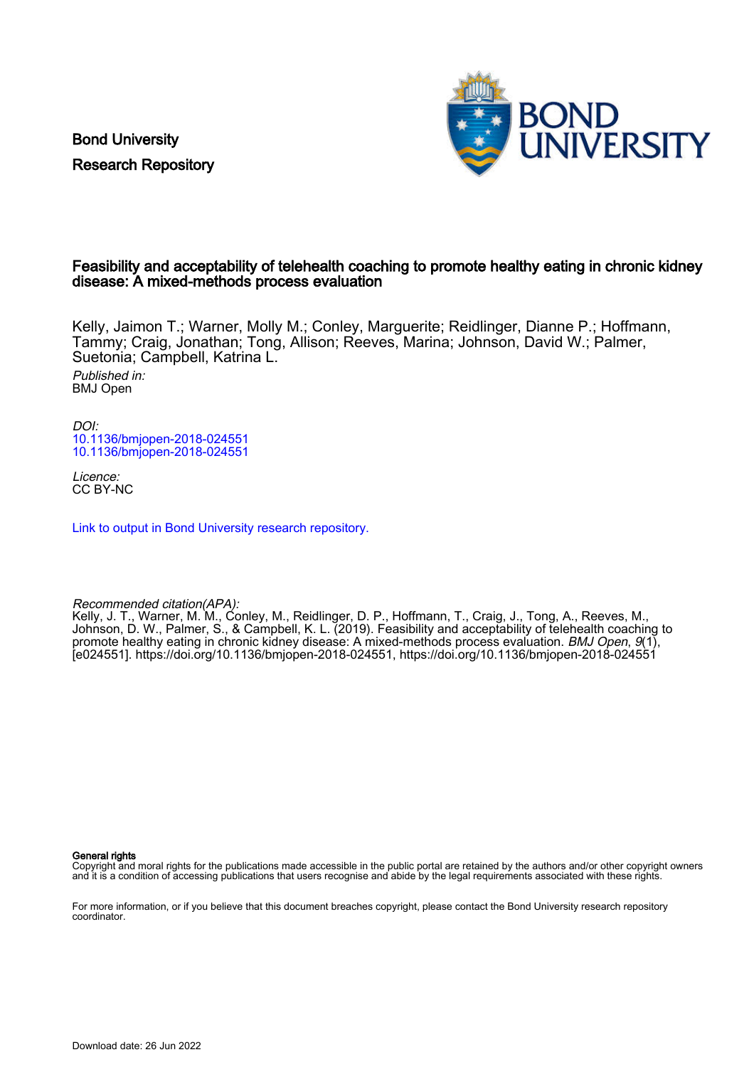Bond University
Research Repository

# Feasibility and acceptability of telehealth coaching to promote healthy eating in chronic kidney disease: A mixed-methods process evaluation

Kelly, Jaimon T.; Warner, Molly M.; Conley, Marguerite; Reidlinger, Dianne P.; Hoffmann, Tammy; Craig, Jonathan; Tong, Allison; Reeves, Marina; Johnson, David W.; Palmer, Suetonia; Campbell, Katrina L.

*Published in:*
BMJ Open

*DOI:*
10.1136/bmjopen-2018-024551
10.1136/bmjopen-2018-024551

*Licence:*
CC BY-NC

Link to output in Bond University research repository.

*Recommended citation(APA):*
Kelly, J. T., Warner, M. M., Conley, M., Reidlinger, D. P., Hoffmann, T., Craig, J., Tong, A., Reeves, M., Johnson, D. W., Palmer, S., & Campbell, K. L. (2019). Feasibility and acceptability of telehealth coaching to promote healthy eating in chronic kidney disease: A mixed-methods process evaluation. *BMJ Open*, *9*(1), [e024551]. https://doi.org/10.1136/bmjopen-2018-024551, https://doi.org/10.1136/bmjopen-2018-024551

**General rights**
Copyright and moral rights for the publications made accessible in the public portal are retained by the authors and/or other copyright owners and it is a condition of accessing publications that users recognise and abide by the legal requirements associated with these rights.

For more information, or if you believe that this document breaches copyright, please contact the Bond University research repository coordinator.

Download date: 26 Jun 2022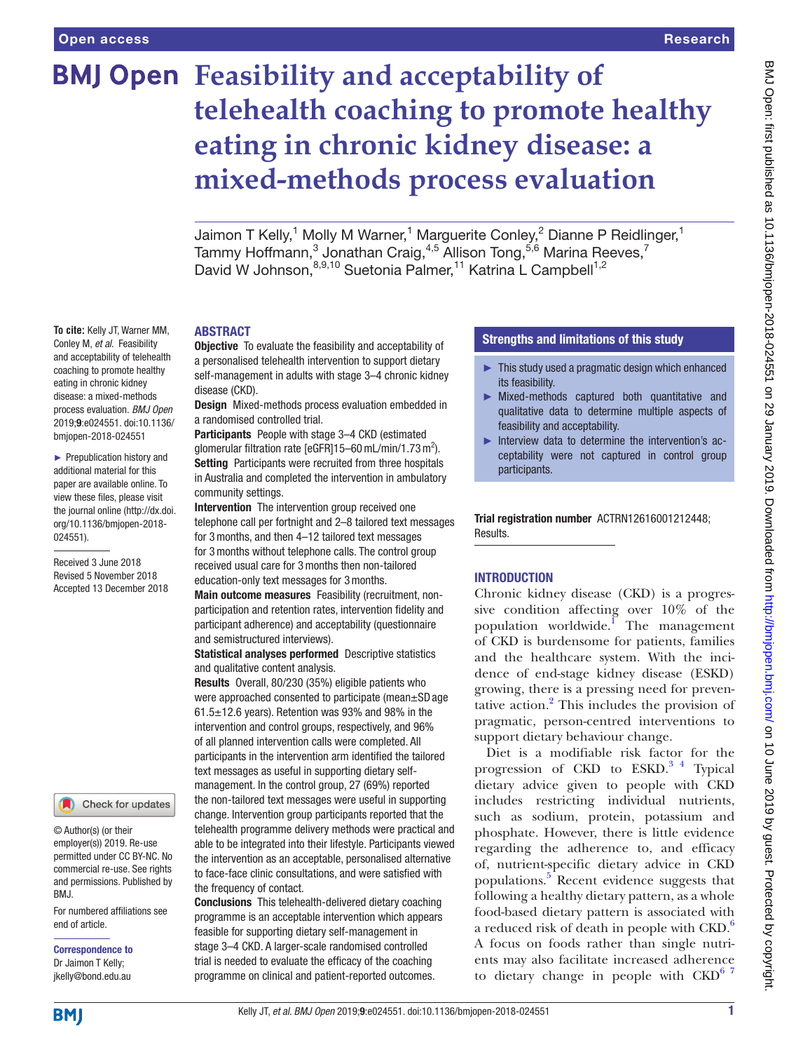# Feasibility and acceptability of telehealth coaching to promote healthy eating in chronic kidney disease: a mixed-methods process evaluation

Jaimon T Kelly,[1] Molly M Warner,[1] Marguerite Conley,[2] Dianne P Reidlinger,[1] Tammy Hoffmann,[3] Jonathan Craig,[4,5] Allison Tong,[5,6] Marina Reeves,[7] David W Johnson,[8,9,10] Suetonia Palmer,[11] Katrina L Campbell[1,2]

**To cite:** Kelly JT, Warner MM, Conley M, *et al*. Feasibility and acceptability of telehealth coaching to promote healthy eating in chronic kidney disease: a mixed-methods process evaluation. *BMJ Open* 2019;**9**:e024551. doi:10.1136/bmjopen-2018-024551

► Prepublication history and additional material for this paper are available online. To view these files, please visit the journal online (http://dx.doi.org/10.1136/bmjopen-2018-024551).

Received 3 June 2018
Revised 5 November 2018
Accepted 13 December 2018

© Author(s) (or their employer(s)) 2019. Re-use permitted under CC BY-NC. No commercial re-use. See rights and permissions. Published by BMJ.

For numbered affiliations see end of article.

**Correspondence to**
Dr Jaimon T Kelly;
jkelly@bond.edu.au

## ABSTRACT

**Objective** To evaluate the feasibility and acceptability of a personalised telehealth intervention to support dietary self-management in adults with stage 3–4 chronic kidney disease (CKD).

**Design** Mixed-methods process evaluation embedded in a randomised controlled trial.

**Participants** People with stage 3–4 CKD (estimated glomerular filtration rate [eGFR]15–60 mL/min/1.73 m$^2$).

**Setting** Participants were recruited from three hospitals in Australia and completed the intervention in ambulatory community settings.

**Intervention** The intervention group received one telephone call per fortnight and 2–8 tailored text messages for 3 months, and then 4–12 tailored text messages for 3 months without telephone calls. The control group received usual care for 3 months then non-tailored education-only text messages for 3 months.

**Main outcome measures** Feasibility (recruitment, non-participation and retention rates, intervention fidelity and participant adherence) and acceptability (questionnaire and semistructured interviews).

**Statistical analyses performed** Descriptive statistics and qualitative content analysis.

**Results** Overall, 80/230 (35%) eligible patients who were approached consented to participate (mean±SD age 61.5±12.6 years). Retention was 93% and 98% in the intervention and control groups, respectively, and 96% of all planned intervention calls were completed. All participants in the intervention arm identified the tailored text messages as useful in supporting dietary self-management. In the control group, 27 (69%) reported the non-tailored text messages were useful in supporting change. Intervention group participants reported that the telehealth programme delivery methods were practical and able to be integrated into their lifestyle. Participants viewed the intervention as an acceptable, personalised alternative to face-face clinic consultations, and were satisfied with the frequency of contact.

**Conclusions** This telehealth-delivered dietary coaching programme is an acceptable intervention which appears feasible for supporting dietary self-management in stage 3–4 CKD. A larger-scale randomised controlled trial is needed to evaluate the efficacy of the coaching programme on clinical and patient-reported outcomes.

## Strengths and limitations of this study

- This study used a pragmatic design which enhanced its feasibility.
- Mixed-methods captured both quantitative and qualitative data to determine multiple aspects of feasibility and acceptability.
- Interview data to determine the intervention's acceptability were not captured in control group participants.

**Trial registration number** ACTRN12616001212448; Results.

## INTRODUCTION

Chronic kidney disease (CKD) is a progressive condition affecting over 10% of the population worldwide.[1] The management of CKD is burdensome for patients, families and the healthcare system. With the incidence of end-stage kidney disease (ESKD) growing, there is a pressing need for preventative action.[2] This includes the provision of pragmatic, person-centred interventions to support dietary behaviour change.

Diet is a modifiable risk factor for the progression of CKD to ESKD.[3 4] Typical dietary advice given to people with CKD includes restricting individual nutrients, such as sodium, protein, potassium and phosphate. However, there is little evidence regarding the adherence to, and efficacy of, nutrient-specific dietary advice in CKD populations.[5] Recent evidence suggests that following a healthy dietary pattern, as a whole food-based dietary pattern is associated with a reduced risk of death in people with CKD.[6] A focus on foods rather than single nutrients may also facilitate increased adherence to dietary change in people with CKD[6 7]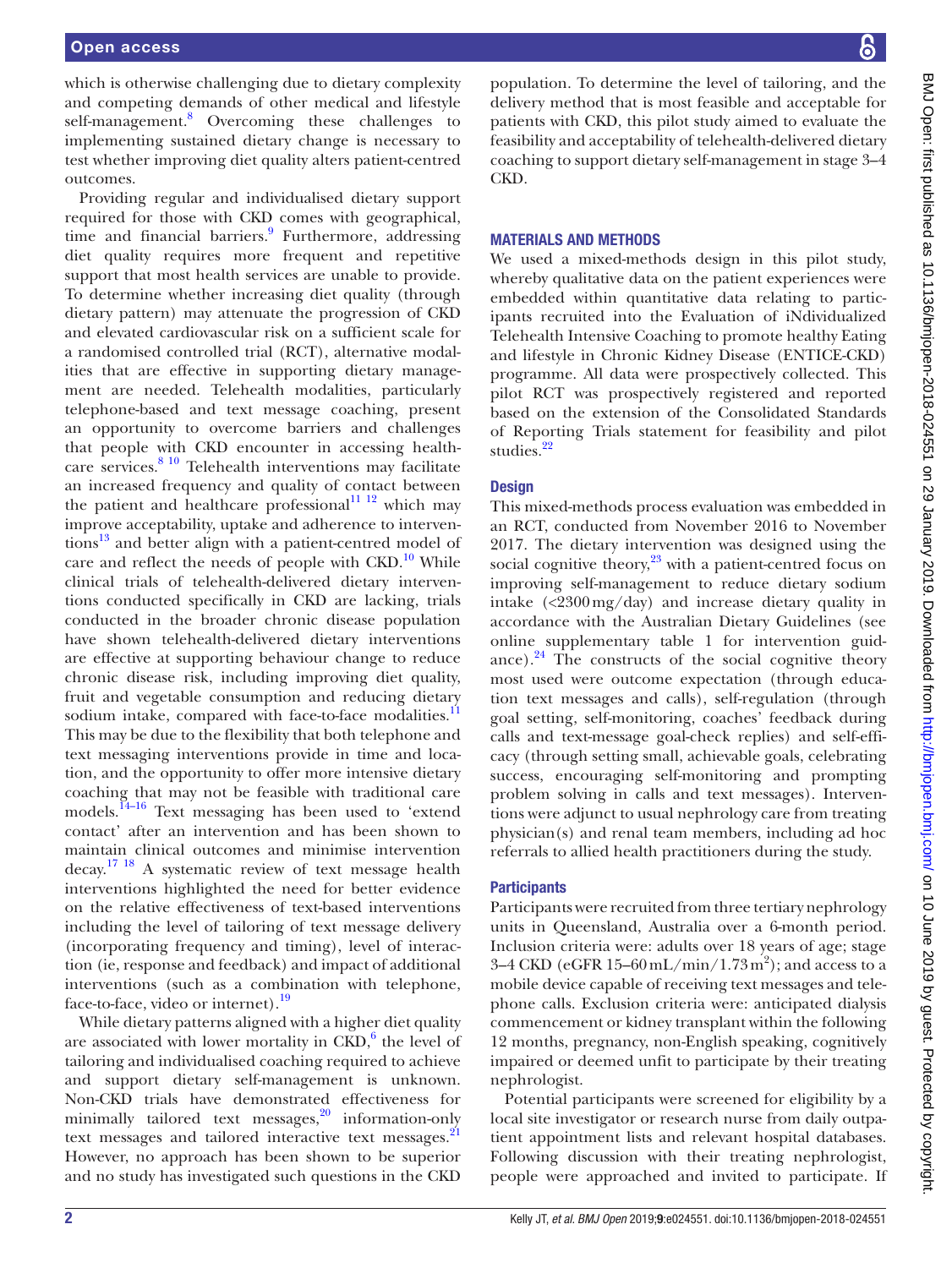which is otherwise challenging due to dietary complexity and competing demands of other medical and lifestyle self-management.[8] Overcoming these challenges to implementing sustained dietary change is necessary to test whether improving diet quality alters patient-centred outcomes.

Providing regular and individualised dietary support required for those with CKD comes with geographical, time and financial barriers.[9] Furthermore, addressing diet quality requires more frequent and repetitive support that most health services are unable to provide. To determine whether increasing diet quality (through dietary pattern) may attenuate the progression of CKD and elevated cardiovascular risk on a sufficient scale for a randomised controlled trial (RCT), alternative modalities that are effective in supporting dietary management are needed. Telehealth modalities, particularly telephone-based and text message coaching, present an opportunity to overcome barriers and challenges that people with CKD encounter in accessing healthcare services.[8 10] Telehealth interventions may facilitate an increased frequency and quality of contact between the patient and healthcare professional[11 12] which may improve acceptability, uptake and adherence to interventions[13] and better align with a patient-centred model of care and reflect the needs of people with CKD.[10] While clinical trials of telehealth-delivered dietary interventions conducted specifically in CKD are lacking, trials conducted in the broader chronic disease population have shown telehealth-delivered dietary interventions are effective at supporting behaviour change to reduce chronic disease risk, including improving diet quality, fruit and vegetable consumption and reducing dietary sodium intake, compared with face-to-face modalities.[11] This may be due to the flexibility that both telephone and text messaging interventions provide in time and location, and the opportunity to offer more intensive dietary coaching that may not be feasible with traditional care models.[14–16] Text messaging has been used to 'extend contact' after an intervention and has been shown to maintain clinical outcomes and minimise intervention decay.[17 18] A systematic review of text message health interventions highlighted the need for better evidence on the relative effectiveness of text-based interventions including the level of tailoring of text message delivery (incorporating frequency and timing), level of interaction (ie, response and feedback) and impact of additional interventions (such as a combination with telephone, face-to-face, video or internet).[19]

While dietary patterns aligned with a higher diet quality are associated with lower mortality in CKD,[6] the level of tailoring and individualised coaching required to achieve and support dietary self-management is unknown. Non-CKD trials have demonstrated effectiveness for minimally tailored text messages,[20] information-only text messages and tailored interactive text messages.[21] However, no approach has been shown to be superior and no study has investigated such questions in the CKD population. To determine the level of tailoring, and the delivery method that is most feasible and acceptable for patients with CKD, this pilot study aimed to evaluate the feasibility and acceptability of telehealth-delivered dietary coaching to support dietary self-management in stage 3–4 CKD.

## MATERIALS AND METHODS

We used a mixed-methods design in this pilot study, whereby qualitative data on the patient experiences were embedded within quantitative data relating to participants recruited into the Evaluation of iNdividualized Telehealth Intensive Coaching to promote healthy Eating and lifestyle in Chronic Kidney Disease (ENTICE-CKD) programme. All data were prospectively collected. This pilot RCT was prospectively registered and reported based on the extension of the Consolidated Standards of Reporting Trials statement for feasibility and pilot studies.[22]

### Design

This mixed-methods process evaluation was embedded in an RCT, conducted from November 2016 to November 2017. The dietary intervention was designed using the social cognitive theory,[23] with a patient-centred focus on improving self-management to reduce dietary sodium intake (<2300 mg/day) and increase dietary quality in accordance with the Australian Dietary Guidelines (see online supplementary table 1 for intervention guidance).[24] The constructs of the social cognitive theory most used were outcome expectation (through education text messages and calls), self-regulation (through goal setting, self-monitoring, coaches' feedback during calls and text-message goal-check replies) and self-efficacy (through setting small, achievable goals, celebrating success, encouraging self-monitoring and prompting problem solving in calls and text messages). Interventions were adjunct to usual nephrology care from treating physician(s) and renal team members, including ad hoc referrals to allied health practitioners during the study.

### Participants

Participants were recruited from three tertiary nephrology units in Queensland, Australia over a 6-month period. Inclusion criteria were: adults over 18 years of age; stage 3–4 CKD (eGFR 15–60 mL/min/1.73 m$^2$); and access to a mobile device capable of receiving text messages and telephone calls. Exclusion criteria were: anticipated dialysis commencement or kidney transplant within the following 12 months, pregnancy, non-English speaking, cognitively impaired or deemed unfit to participate by their treating nephrologist.

Potential participants were screened for eligibility by a local site investigator or research nurse from daily outpatient appointment lists and relevant hospital databases. Following discussion with their treating nephrologist, people were approached and invited to participate. If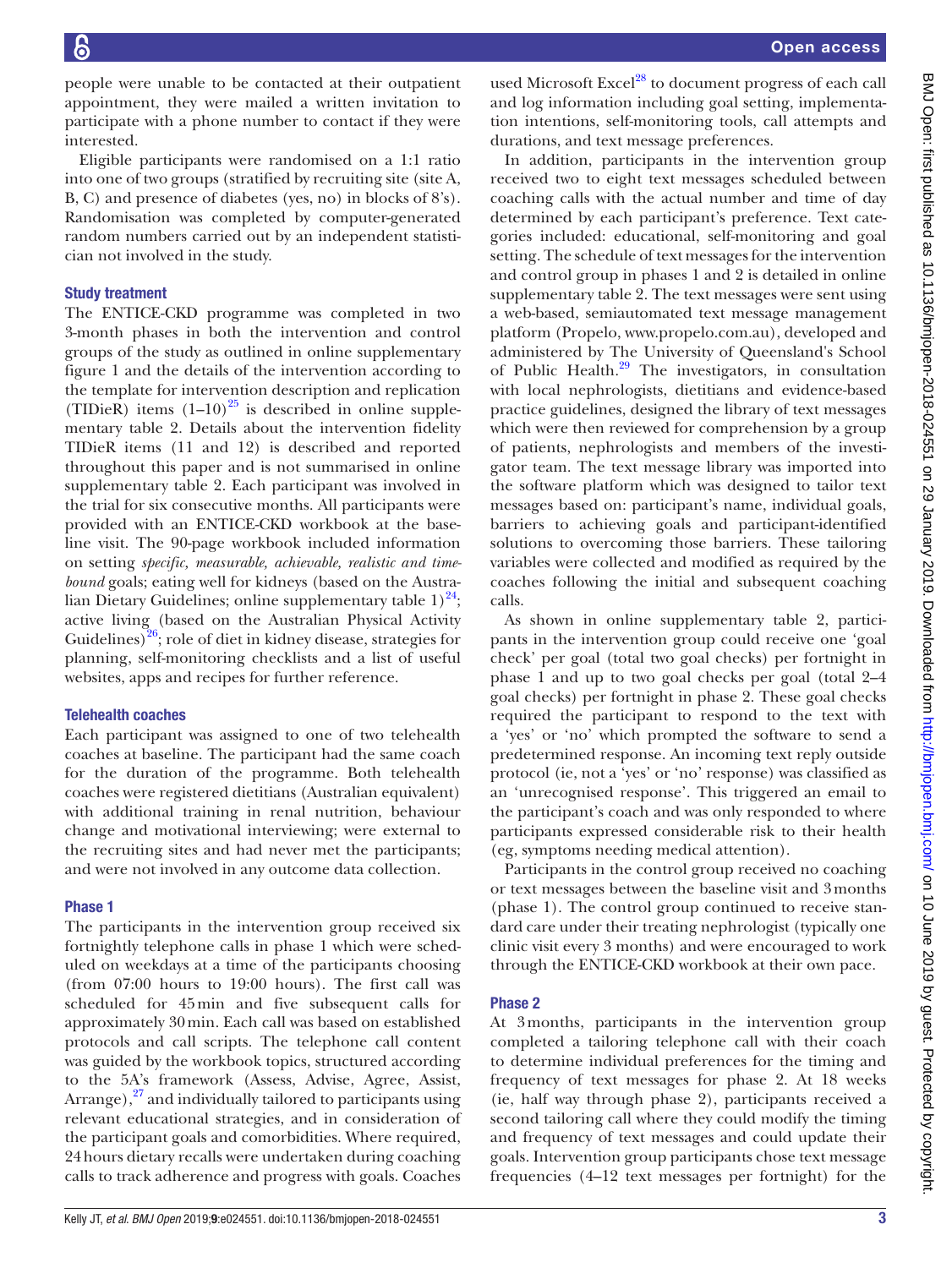people were unable to be contacted at their outpatient appointment, they were mailed a written invitation to participate with a phone number to contact if they were interested.

Eligible participants were randomised on a 1:1 ratio into one of two groups (stratified by recruiting site (site A, B, C) and presence of diabetes (yes, no) in blocks of 8's). Randomisation was completed by computer-generated random numbers carried out by an independent statistician not involved in the study.

### Study treatment

The ENTICE-CKD programme was completed in two 3-month phases in both the intervention and control groups of the study as outlined in online supplementary figure 1 and the details of the intervention according to the template for intervention description and replication (TIDieR) items (1–10)[25] is described in online supplementary table 2. Details about the intervention fidelity TIDieR items (11 and 12) is described and reported throughout this paper and is not summarised in online supplementary table 2. Each participant was involved in the trial for six consecutive months. All participants were provided with an ENTICE-CKD workbook at the baseline visit. The 90-page workbook included information on setting *specific, measurable, achievable, realistic and time-bound* goals; eating well for kidneys (based on the Australian Dietary Guidelines; online supplementary table 1)[24]; active living (based on the Australian Physical Activity Guidelines)[26]; role of diet in kidney disease, strategies for planning, self-monitoring checklists and a list of useful websites, apps and recipes for further reference.

### Telehealth coaches

Each participant was assigned to one of two telehealth coaches at baseline. The participant had the same coach for the duration of the programme. Both telehealth coaches were registered dietitians (Australian equivalent) with additional training in renal nutrition, behaviour change and motivational interviewing; were external to the recruiting sites and had never met the participants; and were not involved in any outcome data collection.

### Phase 1

The participants in the intervention group received six fortnightly telephone calls in phase 1 which were scheduled on weekdays at a time of the participants choosing (from 07:00 hours to 19:00 hours). The first call was scheduled for 45 min and five subsequent calls for approximately 30 min. Each call was based on established protocols and call scripts. The telephone call content was guided by the workbook topics, structured according to the 5A's framework (Assess, Advise, Agree, Assist, Arrange),[27] and individually tailored to participants using relevant educational strategies, and in consideration of the participant goals and comorbidities. Where required, 24 hours dietary recalls were undertaken during coaching calls to track adherence and progress with goals. Coaches used Microsoft Excel[28] to document progress of each call and log information including goal setting, implementation intentions, self-monitoring tools, call attempts and durations, and text message preferences.

In addition, participants in the intervention group received two to eight text messages scheduled between coaching calls with the actual number and time of day determined by each participant's preference. Text categories included: educational, self-monitoring and goal setting. The schedule of text messages for the intervention and control group in phases 1 and 2 is detailed in online supplementary table 2. The text messages were sent using a web-based, semiautomated text message management platform (Propelo, www.propelo.com.au), developed and administered by The University of Queensland's School of Public Health.[29] The investigators, in consultation with local nephrologists, dietitians and evidence-based practice guidelines, designed the library of text messages which were then reviewed for comprehension by a group of patients, nephrologists and members of the investigator team. The text message library was imported into the software platform which was designed to tailor text messages based on: participant's name, individual goals, barriers to achieving goals and participant-identified solutions to overcoming those barriers. These tailoring variables were collected and modified as required by the coaches following the initial and subsequent coaching calls.

As shown in online supplementary table 2, participants in the intervention group could receive one 'goal check' per goal (total two goal checks) per fortnight in phase 1 and up to two goal checks per goal (total 2–4 goal checks) per fortnight in phase 2. These goal checks required the participant to respond to the text with a 'yes' or 'no' which prompted the software to send a predetermined response. An incoming text reply outside protocol (ie, not a 'yes' or 'no' response) was classified as an 'unrecognised response'. This triggered an email to the participant's coach and was only responded to where participants expressed considerable risk to their health (eg, symptoms needing medical attention).

Participants in the control group received no coaching or text messages between the baseline visit and 3 months (phase 1). The control group continued to receive standard care under their treating nephrologist (typically one clinic visit every 3 months) and were encouraged to work through the ENTICE-CKD workbook at their own pace.

### Phase 2

At 3 months, participants in the intervention group completed a tailoring telephone call with their coach to determine individual preferences for the timing and frequency of text messages for phase 2. At 18 weeks (ie, half way through phase 2), participants received a second tailoring call where they could modify the timing and frequency of text messages and could update their goals. Intervention group participants chose text message frequencies (4–12 text messages per fortnight) for the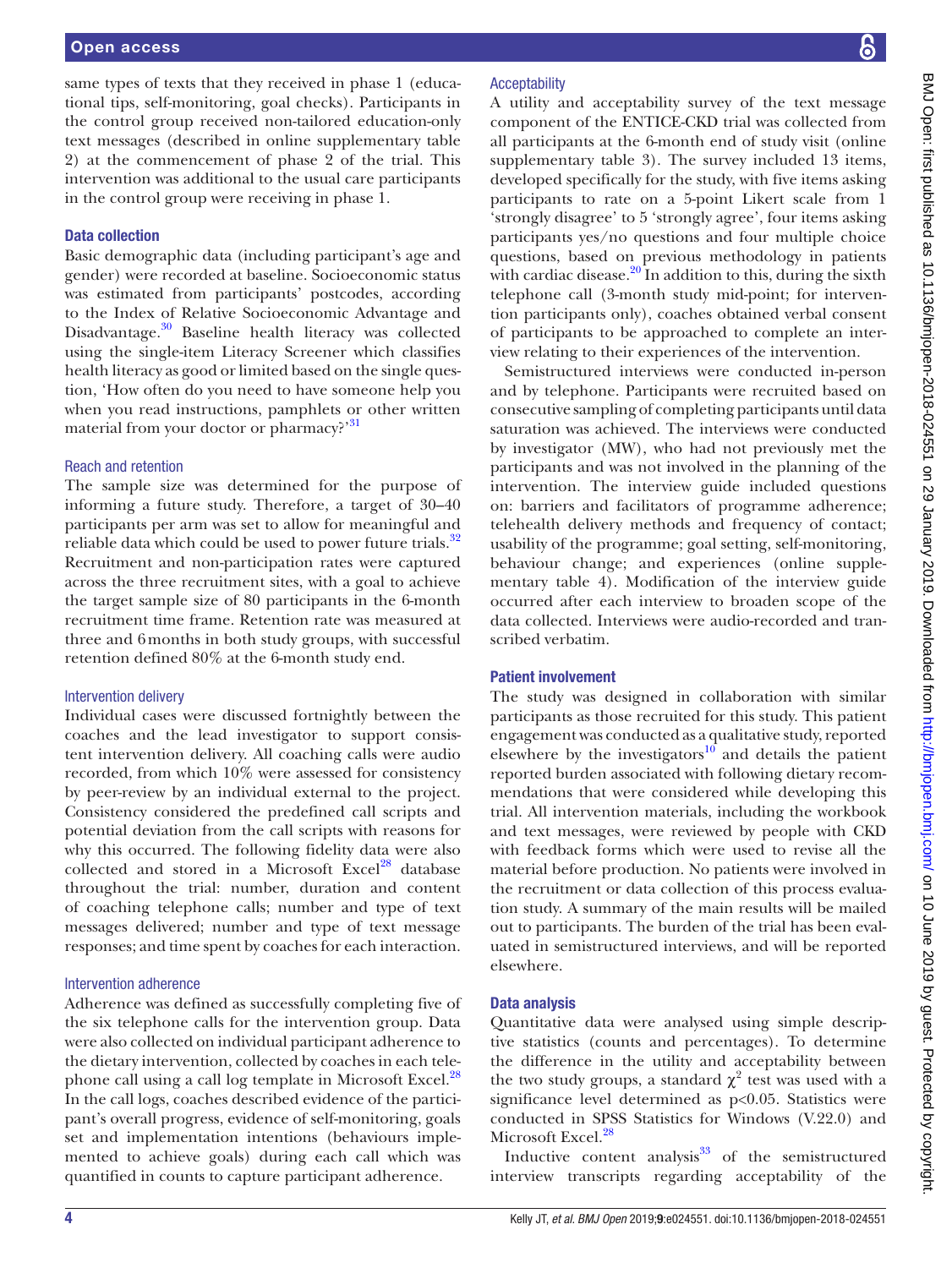same types of texts that they received in phase 1 (educational tips, self-monitoring, goal checks). Participants in the control group received non-tailored education-only text messages (described in online supplementary table 2) at the commencement of phase 2 of the trial. This intervention was additional to the usual care participants in the control group were receiving in phase 1.

### Data collection

Basic demographic data (including participant's age and gender) were recorded at baseline. Socioeconomic status was estimated from participants' postcodes, according to the Index of Relative Socioeconomic Advantage and Disadvantage.[30] Baseline health literacy was collected using the single-item Literacy Screener which classifies health literacy as good or limited based on the single question, 'How often do you need to have someone help you when you read instructions, pamphlets or other written material from your doctor or pharmacy?'[31]

#### Reach and retention

The sample size was determined for the purpose of informing a future study. Therefore, a target of 30–40 participants per arm was set to allow for meaningful and reliable data which could be used to power future trials.[32] Recruitment and non-participation rates were captured across the three recruitment sites, with a goal to achieve the target sample size of 80 participants in the 6-month recruitment time frame. Retention rate was measured at three and 6 months in both study groups, with successful retention defined 80% at the 6-month study end.

#### Intervention delivery

Individual cases were discussed fortnightly between the coaches and the lead investigator to support consistent intervention delivery. All coaching calls were audio recorded, from which 10% were assessed for consistency by peer-review by an individual external to the project. Consistency considered the predefined call scripts and potential deviation from the call scripts with reasons for why this occurred. The following fidelity data were also collected and stored in a Microsoft Excel[28] database throughout the trial: number, duration and content of coaching telephone calls; number and type of text messages delivered; number and type of text message responses; and time spent by coaches for each interaction.

#### Intervention adherence

Adherence was defined as successfully completing five of the six telephone calls for the intervention group. Data were also collected on individual participant adherence to the dietary intervention, collected by coaches in each telephone call using a call log template in Microsoft Excel.[28] In the call logs, coaches described evidence of the participant's overall progress, evidence of self-monitoring, goals set and implementation intentions (behaviours implemented to achieve goals) during each call which was quantified in counts to capture participant adherence.

#### Acceptability

A utility and acceptability survey of the text message component of the ENTICE-CKD trial was collected from all participants at the 6-month end of study visit (online supplementary table 3). The survey included 13 items, developed specifically for the study, with five items asking participants to rate on a 5-point Likert scale from 1 'strongly disagree' to 5 'strongly agree', four items asking participants yes/no questions and four multiple choice questions, based on previous methodology in patients with cardiac disease.[20] In addition to this, during the sixth telephone call (3-month study mid-point; for intervention participants only), coaches obtained verbal consent of participants to be approached to complete an interview relating to their experiences of the intervention.

Semistructured interviews were conducted in-person and by telephone. Participants were recruited based on consecutive sampling of completing participants until data saturation was achieved. The interviews were conducted by investigator (MW), who had not previously met the participants and was not involved in the planning of the intervention. The interview guide included questions on: barriers and facilitators of programme adherence; telehealth delivery methods and frequency of contact; usability of the programme; goal setting, self-monitoring, behaviour change; and experiences (online supplementary table 4). Modification of the interview guide occurred after each interview to broaden scope of the data collected. Interviews were audio-recorded and transcribed verbatim.

### Patient involvement

The study was designed in collaboration with similar participants as those recruited for this study. This patient engagement was conducted as a qualitative study, reported elsewhere by the investigators[10] and details the patient reported burden associated with following dietary recommendations that were considered while developing this trial. All intervention materials, including the workbook and text messages, were reviewed by people with CKD with feedback forms which were used to revise all the material before production. No patients were involved in the recruitment or data collection of this process evaluation study. A summary of the main results will be mailed out to participants. The burden of the trial has been evaluated in semistructured interviews, and will be reported elsewhere.

### Data analysis

Quantitative data were analysed using simple descriptive statistics (counts and percentages). To determine the difference in the utility and acceptability between the two study groups, a standard $\chi^2$ test was used with a significance level determined as $p<0.05$. Statistics were conducted in SPSS Statistics for Windows (V.22.0) and Microsoft Excel.[28]

Inductive content analysis[33] of the semistructured interview transcripts regarding acceptability of the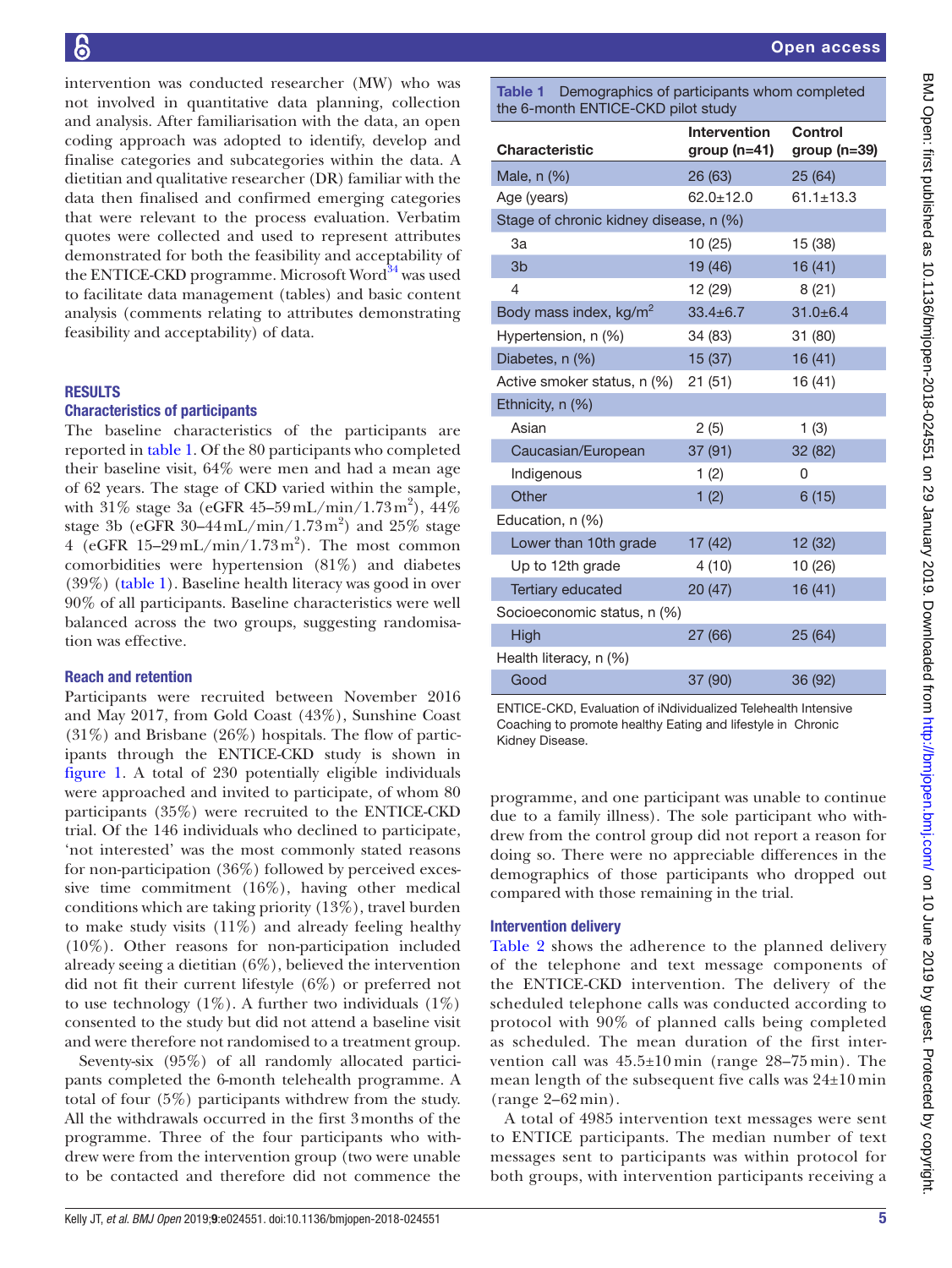intervention was conducted researcher (MW) who was not involved in quantitative data planning, collection and analysis. After familiarisation with the data, an open coding approach was adopted to identify, develop and finalise categories and subcategories within the data. A dietitian and qualitative researcher (DR) familiar with the data then finalised and confirmed emerging categories that were relevant to the process evaluation. Verbatim quotes were collected and used to represent attributes demonstrated for both the feasibility and acceptability of the ENTICE-CKD programme. Microsoft Word[34] was used to facilitate data management (tables) and basic content analysis (comments relating to attributes demonstrating feasibility and acceptability) of data.

## RESULTS

### Characteristics of participants

The baseline characteristics of the participants are reported in table 1. Of the 80 participants who completed their baseline visit, 64% were men and had a mean age of 62 years. The stage of CKD varied within the sample, with 31% stage 3a (eGFR 45–59 mL/min/1.73 $m^2$), 44% stage 3b (eGFR 30–44 mL/min/1.73 $m^2$) and 25% stage 4 (eGFR 15–29 mL/min/1.73 $m^2$). The most common comorbidities were hypertension (81%) and diabetes (39%) (table 1). Baseline health literacy was good in over 90% of all participants. Baseline characteristics were well balanced across the two groups, suggesting randomisation was effective.

### Reach and retention

Participants were recruited between November 2016 and May 2017, from Gold Coast (43%), Sunshine Coast (31%) and Brisbane (26%) hospitals. The flow of participants through the ENTICE-CKD study is shown in figure 1. A total of 230 potentially eligible individuals were approached and invited to participate, of whom 80 participants (35%) were recruited to the ENTICE-CKD trial. Of the 146 individuals who declined to participate, 'not interested' was the most commonly stated reasons for non-participation (36%) followed by perceived excessive time commitment (16%), having other medical conditions which are taking priority (13%), travel burden to make study visits (11%) and already feeling healthy (10%). Other reasons for non-participation included already seeing a dietitian (6%), believed the intervention did not fit their current lifestyle (6%) or preferred not to use technology (1%). A further two individuals (1%) consented to the study but did not attend a baseline visit and were therefore not randomised to a treatment group.

Seventy-six (95%) of all randomly allocated participants completed the 6-month telehealth programme. A total of four (5%) participants withdrew from the study. All the withdrawals occurred in the first 3 months of the programme. Three of the four participants who withdrew were from the intervention group (two were unable to be contacted and therefore did not commence the programme, and one participant was unable to continue due to a family illness). The sole participant who withdrew from the control group did not report a reason for doing so. There were no appreciable differences in the demographics of those participants who dropped out compared with those remaining in the trial.

**Table 1** Demographics of participants whom completed the 6-month ENTICE-CKD pilot study

| Characteristic | Intervention group (n=41) | Control group (n=39) |
|---|---|---|
| Male, n (%) | 26 (63) | 25 (64) |
| Age (years) | 62.0±12.0 | 61.1±13.3 |
| Stage of chronic kidney disease, n (%) | | |
| 3a | 10 (25) | 15 (38) |
| 3b | 19 (46) | 16 (41) |
| 4 | 12 (29) | 8 (21) |
| Body mass index, kg/$m^2$ | 33.4±6.7 | 31.0±6.4 |
| Hypertension, n (%) | 34 (83) | 31 (80) |
| Diabetes, n (%) | 15 (37) | 16 (41) |
| Active smoker status, n (%) | 21 (51) | 16 (41) |
| Ethnicity, n (%) | | |
| Asian | 2 (5) | 1 (3) |
| Caucasian/European | 37 (91) | 32 (82) |
| Indigenous | 1 (2) | 0 |
| Other | 1 (2) | 6 (15) |
| Education, n (%) | | |
| Lower than 10th grade | 17 (42) | 12 (32) |
| Up to 12th grade | 4 (10) | 10 (26) |
| Tertiary educated | 20 (47) | 16 (41) |
| Socioeconomic status, n (%) | | |
| High | 27 (66) | 25 (64) |
| Health literacy, n (%) | | |
| Good | 37 (90) | 36 (92) |

ENTICE-CKD, Evaluation of iNdividualized Telehealth Intensive Coaching to promote healthy Eating and lifestyle in Chronic Kidney Disease.

### Intervention delivery

Table 2 shows the adherence to the planned delivery of the telephone and text message components of the ENTICE-CKD intervention. The delivery of the scheduled telephone calls was conducted according to protocol with 90% of planned calls being completed as scheduled. The mean duration of the first intervention call was 45.5±10 min (range 28–75 min). The mean length of the subsequent five calls was 24±10 min (range 2–62 min).

A total of 4985 intervention text messages were sent to ENTICE participants. The median number of text messages sent to participants was within protocol for both groups, with intervention participants receiving a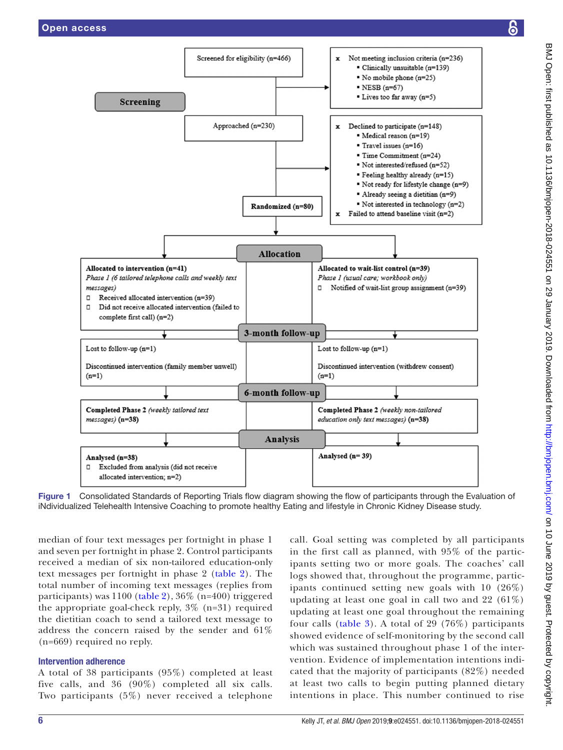**Screening**

Screened for eligibility (n=466)

- x Not meeting inclusion criteria (n=236)
  - Clinically unsuitable (n=139)
  - No mobile phone (n=25)
  - NESB (n=67)
  - Lives too far away (n=5)

Approached (n=230)

- x Declined to participate (n=148)
  - Medical reason (n=19)
  - Travel issues (n=16)
  - Time Commitment (n=24)
  - Not interested/refused (n=52)
  - Feeling healthy already (n=15)
  - Not ready for lifestyle change (n=9)
  - Already seeing a dietitian (n=9)
  - Not interested in technology (n=2)
- x Failed to attend baseline visit (n=2)

**Randomized (n=80)**

**Allocation**

| Intervention | Wait-list control |
|---|---|
| **Allocated to intervention (n=41)**<br>*Phase 1 (6 tailored telephone calls and weekly text messages)*<br>□ Received allocated intervention (n=39)<br>□ Did not receive allocated intervention (failed to complete first call) (n=2) | **Allocated to wait-list control (n=39)**<br>*Phase 1 (usual care; workbook only)*<br>□ Notified of wait-list group assignment (n=39) |

**3-month follow-up**

| Intervention | Wait-list control |
|---|---|
| Lost to follow-up (n=1)<br>Discontinued intervention (family member unwell) (n=1) | Lost to follow-up (n=1)<br>Discontinued intervention (withdrew consent) (n=1) |

**6-month follow-up**

| Intervention | Wait-list control |
|---|---|
| **Completed Phase 2** *(weekly tailored text messages)* **(n=38)** | **Completed Phase 2** *(weekly non-tailored education only text messages)* **(n=38)** |

**Analysis**

| Intervention | Wait-list control |
|---|---|
| **Analysed (n=38)**<br>□ Excluded from analysis (did not receive allocated intervention; n=2) | **Analysed (n= 39)** |

**Figure 1** Consolidated Standards of Reporting Trials flow diagram showing the flow of participants through the Evaluation of iNdividualized Telehealth Intensive Coaching to promote healthy Eating and lifestyle in Chronic Kidney Disease study.

median of four text messages per fortnight in phase 1 and seven per fortnight in phase 2. Control participants received a median of six non-tailored education-only text messages per fortnight in phase 2 (table 2). The total number of incoming text messages (replies from participants) was 1100 (table 2), 36% (n=400) triggered the appropriate goal-check reply, 3% (n=31) required the dietitian coach to send a tailored text message to address the concern raised by the sender and 61% (n=669) required no reply.

### Intervention adherence

A total of 38 participants (95%) completed at least five calls, and 36 (90%) completed all six calls. Two participants (5%) never received a telephone call. Goal setting was completed by all participants in the first call as planned, with 95% of the participants setting two or more goals. The coaches' call logs showed that, throughout the programme, participants continued setting new goals with 10 (26%) updating at least one goal in call two and 22 (61%) updating at least one goal throughout the remaining four calls (table 3). A total of 29 (76%) participants showed evidence of self-monitoring by the second call which was sustained throughout phase 1 of the intervention. Evidence of implementation intentions indicated that the majority of participants (82%) needed at least two calls to begin putting planned dietary intentions in place. This number continued to rise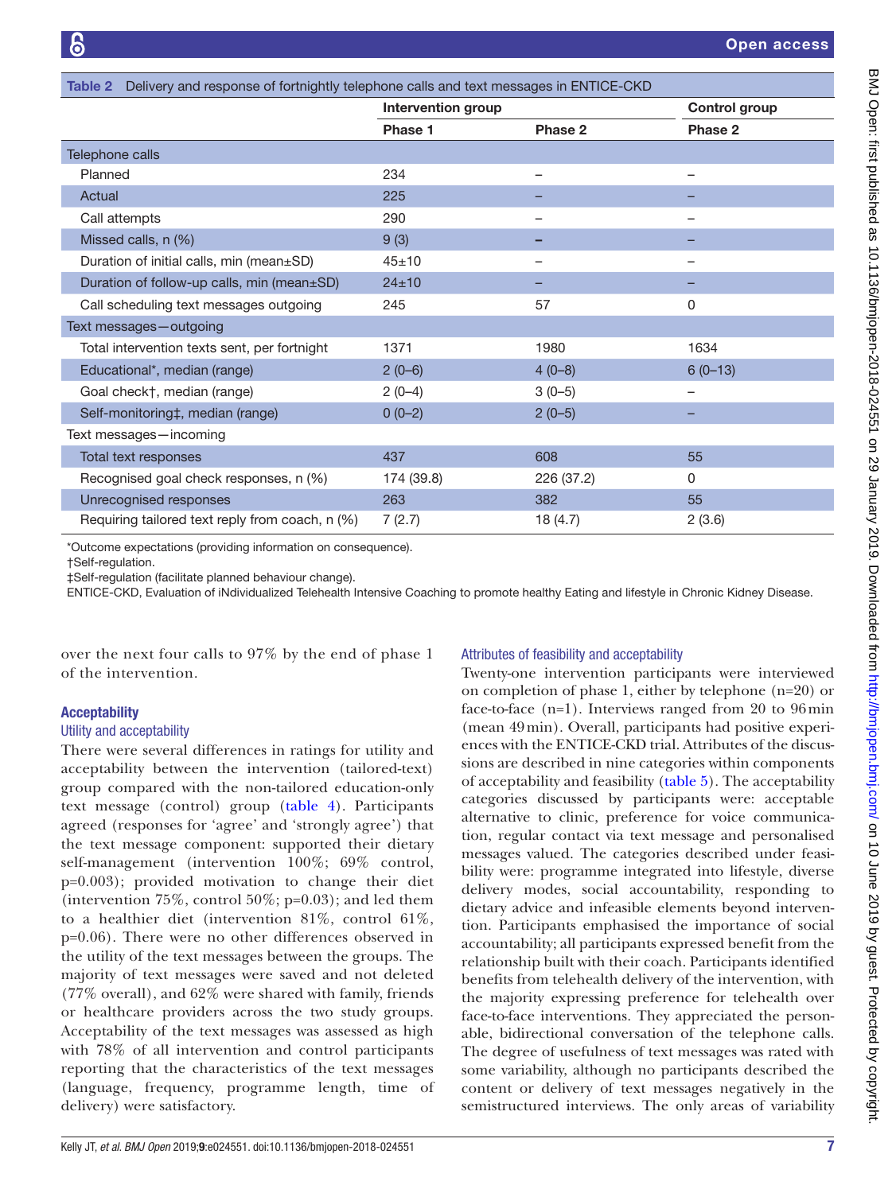**Table 2** Delivery and response of fortnightly telephone calls and text messages in ENTICE-CKD

| | Intervention group | | Control group |
|---|---|---|---|
| | Phase 1 | Phase 2 | Phase 2 |
| Telephone calls | | | |
| Planned | 234 | – | – |
| Actual | 225 | – | – |
| Call attempts | 290 | – | – |
| Missed calls, n (%) | 9 (3) | – | – |
| Duration of initial calls, min (mean±SD) | 45±10 | – | – |
| Duration of follow-up calls, min (mean±SD) | 24±10 | – | – |
| Call scheduling text messages outgoing | 245 | 57 | 0 |
| Text messages—outgoing | | | |
| Total intervention texts sent, per fortnight | 1371 | 1980 | 1634 |
| Educational*, median (range) | 2 (0–6) | 4 (0–8) | 6 (0–13) |
| Goal check†, median (range) | 2 (0–4) | 3 (0–5) | – |
| Self-monitoring‡, median (range) | 0 (0–2) | 2 (0–5) | – |
| Text messages—incoming | | | |
| Total text responses | 437 | 608 | 55 |
| Recognised goal check responses, n (%) | 174 (39.8) | 226 (37.2) | 0 |
| Unrecognised responses | 263 | 382 | 55 |
| Requiring tailored text reply from coach, n (%) | 7 (2.7) | 18 (4.7) | 2 (3.6) |

*Outcome expectations (providing information on consequence).
†Self-regulation.
‡Self-regulation (facilitate planned behaviour change).
ENTICE-CKD, Evaluation of iNdividualized Telehealth Intensive Coaching to promote healthy Eating and lifestyle in Chronic Kidney Disease.

over the next four calls to 97% by the end of phase 1 of the intervention.

## Acceptability

### Utility and acceptability

There were several differences in ratings for utility and acceptability between the intervention (tailored-text) group compared with the non-tailored education-only text message (control) group (table 4). Participants agreed (responses for 'agree' and 'strongly agree') that the text message component: supported their dietary self-management (intervention 100%; 69% control, p=0.003); provided motivation to change their diet (intervention 75%, control 50%; p=0.03); and led them to a healthier diet (intervention 81%, control 61%, p=0.06). There were no other differences observed in the utility of the text messages between the groups. The majority of text messages were saved and not deleted (77% overall), and 62% were shared with family, friends or healthcare providers across the two study groups. Acceptability of the text messages was assessed as high with 78% of all intervention and control participants reporting that the characteristics of the text messages (language, frequency, programme length, time of delivery) were satisfactory.

### Attributes of feasibility and acceptability

Twenty-one intervention participants were interviewed on completion of phase 1, either by telephone (n=20) or face-to-face (n=1). Interviews ranged from 20 to 96 min (mean 49 min). Overall, participants had positive experiences with the ENTICE-CKD trial. Attributes of the discussions are described in nine categories within components of acceptability and feasibility (table 5). The acceptability categories discussed by participants were: acceptable alternative to clinic, preference for voice communication, regular contact via text message and personalised messages valued. The categories described under feasibility were: programme integrated into lifestyle, diverse delivery modes, social accountability, responding to dietary advice and infeasible elements beyond intervention. Participants emphasised the importance of social accountability; all participants expressed benefit from the relationship built with their coach. Participants identified benefits from telehealth delivery of the intervention, with the majority expressing preference for telehealth over face-to-face interventions. They appreciated the personable, bidirectional conversation of the telephone calls. The degree of usefulness of text messages was rated with some variability, although no participants described the content or delivery of text messages negatively in the semistructured interviews. The only areas of variability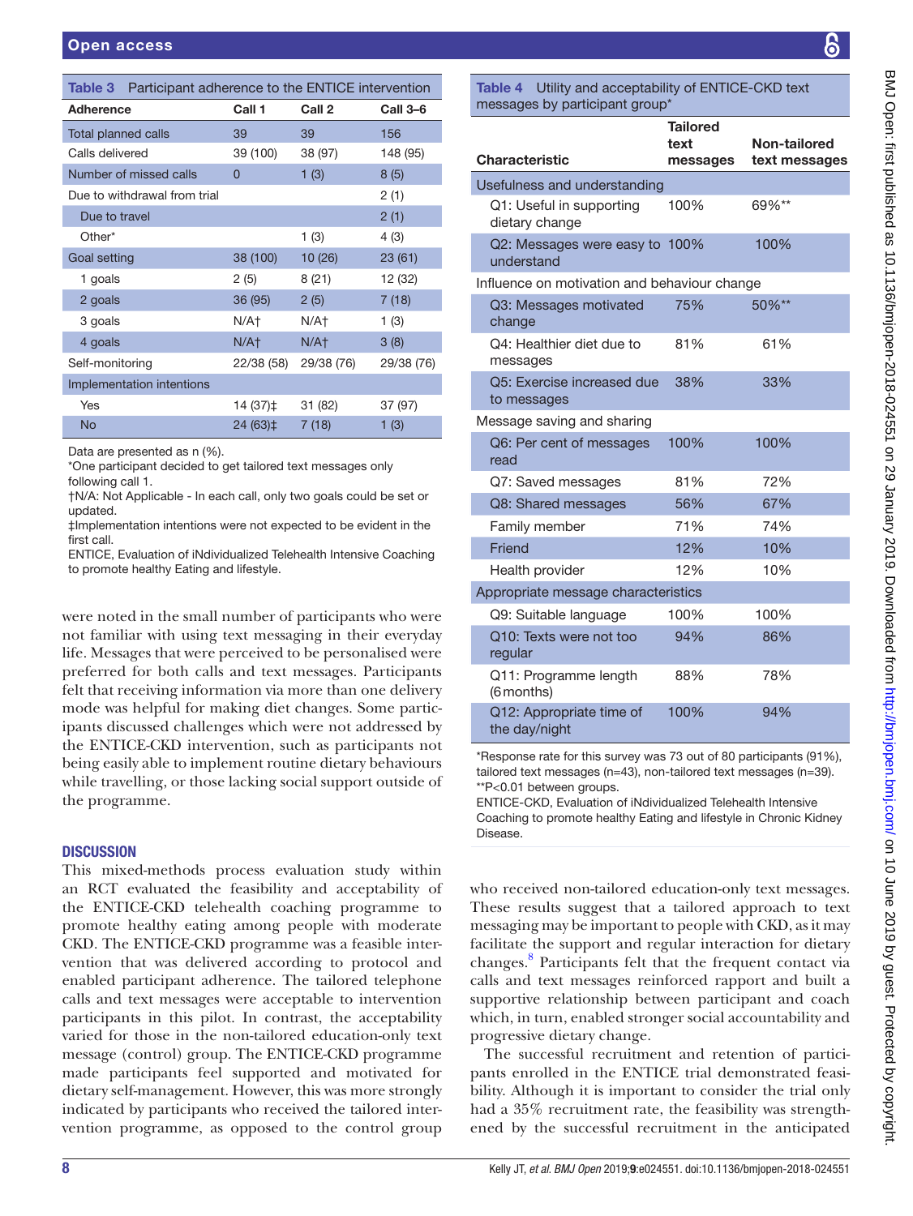**Table 3** Participant adherence to the ENTICE intervention

| Adherence | Call 1 | Call 2 | Call 3–6 |
|---|---|---|---|
| Total planned calls | 39 | 39 | 156 |
| Calls delivered | 39 (100) | 38 (97) | 148 (95) |
| Number of missed calls | 0 | 1 (3) | 8 (5) |
| Due to withdrawal from trial | | | 2 (1) |
| Due to travel | | | 2 (1) |
| Other* | | 1 (3) | 4 (3) |
| Goal setting | 38 (100) | 10 (26) | 23 (61) |
| 1 goals | 2 (5) | 8 (21) | 12 (32) |
| 2 goals | 36 (95) | 2 (5) | 7 (18) |
| 3 goals | N/A† | N/A† | 1 (3) |
| 4 goals | N/A† | N/A† | 3 (8) |
| Self-monitoring | 22/38 (58) | 29/38 (76) | 29/38 (76) |
| Implementation intentions | | | |
| Yes | 14 (37)‡ | 31 (82) | 37 (97) |
| No | 24 (63)‡ | 7 (18) | 1 (3) |

Data are presented as n (%).
*One participant decided to get tailored text messages only following call 1.
†N/A: Not Applicable - In each call, only two goals could be set or updated.
‡Implementation intentions were not expected to be evident in the first call.
ENTICE, Evaluation of iNDividualized Telehealth Intensive Coaching to promote healthy Eating and lifestyle.

were noted in the small number of participants who were not familiar with using text messaging in their everyday life. Messages that were perceived to be personalised were preferred for both calls and text messages. Participants felt that receiving information via more than one delivery mode was helpful for making diet changes. Some participants discussed challenges which were not addressed by the ENTICE-CKD intervention, such as participants not being easily able to implement routine dietary behaviours while travelling, or those lacking social support outside of the programme.

## DISCUSSION

This mixed-methods process evaluation study within an RCT evaluated the feasibility and acceptability of the ENTICE-CKD telehealth coaching programme to promote healthy eating among people with moderate CKD. The ENTICE-CKD programme was a feasible intervention that was delivered according to protocol and enabled participant adherence. The tailored telephone calls and text messages were acceptable to intervention participants in this pilot. In contrast, the acceptability varied for those in the non-tailored education-only text message (control) group. The ENTICE-CKD programme made participants feel supported and motivated for dietary self-management. However, this was more strongly indicated by participants who received the tailored intervention programme, as opposed to the control group who received non-tailored education-only text messages. These results suggest that a tailored approach to text messaging may be important to people with CKD, as it may facilitate the support and regular interaction for dietary changes.[8] Participants felt that the frequent contact via calls and text messages reinforced rapport and built a supportive relationship between participant and coach which, in turn, enabled stronger social accountability and progressive dietary change.

**Table 4** Utility and acceptability of ENTICE-CKD text messages by participant group*

| Characteristic | Tailored text messages | Non-tailored text messages |
|---|---|---|
| Usefulness and understanding | | |
| Q1: Useful in supporting dietary change | 100% | 69%** |
| Q2: Messages were easy to understand | 100% | 100% |
| Influence on motivation and behaviour change | | |
| Q3: Messages motivated change | 75% | 50%** |
| Q4: Healthier diet due to messages | 81% | 61% |
| Q5: Exercise increased due to messages | 38% | 33% |
| Message saving and sharing | | |
| Q6: Per cent of messages read | 100% | 100% |
| Q7: Saved messages | 81% | 72% |
| Q8: Shared messages | 56% | 67% |
| Family member | 71% | 74% |
| Friend | 12% | 10% |
| Health provider | 12% | 10% |
| Appropriate message characteristics | | |
| Q9: Suitable language | 100% | 100% |
| Q10: Texts were not too regular | 94% | 86% |
| Q11: Programme length (6 months) | 88% | 78% |
| Q12: Appropriate time of the day/night | 100% | 94% |

*Response rate for this survey was 73 out of 80 participants (91%), tailored text messages (n=43), non-tailored text messages (n=39).
**P<0.01 between groups.
ENTICE-CKD, Evaluation of iNDividualized Telehealth Intensive Coaching to promote healthy Eating and lifestyle in Chronic Kidney Disease.

The successful recruitment and retention of participants enrolled in the ENTICE trial demonstrated feasibility. Although it is important to consider the trial only had a 35% recruitment rate, the feasibility was strengthened by the successful recruitment in the anticipated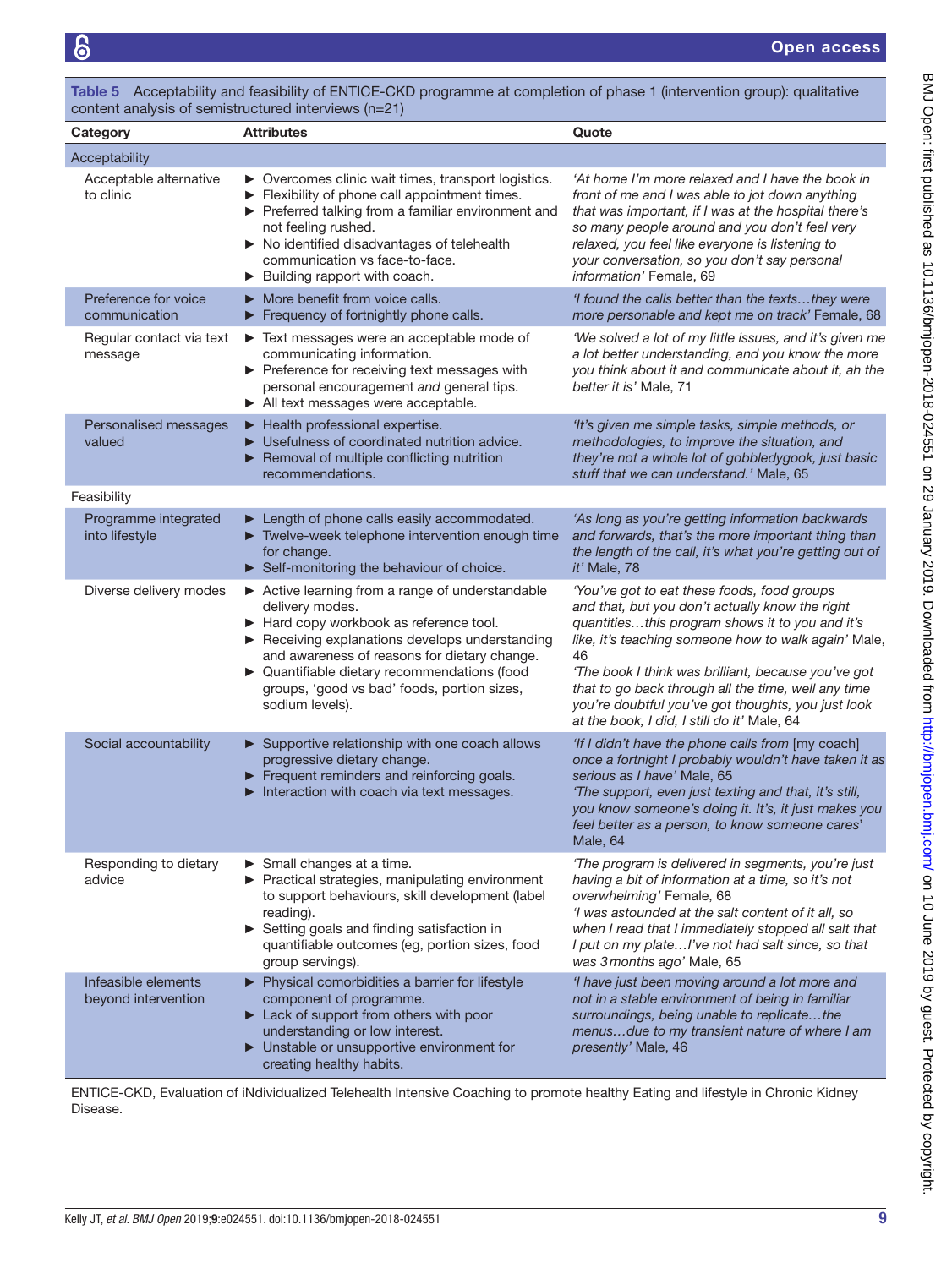**Table 5** Acceptability and feasibility of ENTICE-CKD programme at completion of phase 1 (intervention group): qualitative content analysis of semistructured interviews (n=21)

| Category | Attributes | Quote |
|---|---|---|
| **Acceptability** | | |
| Acceptable alternative to clinic | ► Overcomes clinic wait times, transport logistics.<br>► Flexibility of phone call appointment times.<br>► Preferred talking from a familiar environment and not feeling rushed.<br>► No identified disadvantages of telehealth communication vs face-to-face.<br>► Building rapport with coach. | *'At home I'm more relaxed and I have the book in front of me and I was able to jot down anything that was important, if I was at the hospital there's so many people around and you don't feel very relaxed, you feel like everyone is listening to your conversation, so you don't say personal information'* Female, 69 |
| Preference for voice communication | ► More benefit from voice calls.<br>► Frequency of fortnightly phone calls. | *'I found the calls better than the texts…they were more personable and kept me on track'* Female, 68 |
| Regular contact via text message | ► Text messages were an acceptable mode of communicating information.<br>► Preference for receiving text messages with personal encouragement *and* general tips.<br>► All text messages were acceptable. | *'We solved a lot of my little issues, and it's given me a lot better understanding, and you know the more you think about it and communicate about it, ah the better it is'* Male, 71 |
| Personalised messages valued | ► Health professional expertise.<br>► Usefulness of coordinated nutrition advice.<br>► Removal of multiple conflicting nutrition recommendations. | *'It's given me simple tasks, simple methods, or methodologies, to improve the situation, and they're not a whole lot of gobbledygook, just basic stuff that we can understand.'* Male, 65 |
| **Feasibility** | | |
| Programme integrated into lifestyle | ► Length of phone calls easily accommodated.<br>► Twelve-week telephone intervention enough time for change.<br>► Self-monitoring the behaviour of choice. | *'As long as you're getting information backwards and forwards, that's the more important thing than the length of the call, it's what you're getting out of it'* Male, 78 |
| Diverse delivery modes | ► Active learning from a range of understandable delivery modes.<br>► Hard copy workbook as reference tool.<br>► Receiving explanations develops understanding and awareness of reasons for dietary change.<br>► Quantifiable dietary recommendations (food groups, 'good vs bad' foods, portion sizes, sodium levels). | *'You've got to eat these foods, food groups and that, but you don't actually know the right quantities…this program shows it to you and it's like, it's teaching someone how to walk again'* Male, 46<br>*'The book I think was brilliant, because you've got that to go back through all the time, well any time you're doubtful you've got thoughts, you just look at the book, I did, I still do it'* Male, 64 |
| Social accountability | ► Supportive relationship with one coach allows progressive dietary change.<br>► Frequent reminders and reinforcing goals.<br>► Interaction with coach via text messages. | *'If I didn't have the phone calls from* [my coach] *once a fortnight I probably wouldn't have taken it as serious as I have'* Male, 65<br>*'The support, even just texting and that, it's still, you know someone's doing it. It's, it just makes you feel better as a person, to know someone cares'* Male, 64 |
| Responding to dietary advice | ► Small changes at a time.<br>► Practical strategies, manipulating environment to support behaviours, skill development (label reading).<br>► Setting goals and finding satisfaction in quantifiable outcomes (eg, portion sizes, food group servings). | *'The program is delivered in segments, you're just having a bit of information at a time, so it's not overwhelming'* Female, 68<br>*'I was astounded at the salt content of it all, so when I read that I immediately stopped all salt that I put on my plate…I've not had salt since, so that was 3 months ago'* Male, 65 |
| Infeasible elements beyond intervention | ► Physical comorbidities a barrier for lifestyle component of programme.<br>► Lack of support from others with poor understanding or low interest.<br>► Unstable or unsupportive environment for creating healthy habits. | *'I have just been moving around a lot more and not in a stable environment of being in familiar surroundings, being unable to replicate…the menus…due to my transient nature of where I am presently'* Male, 46 |

ENTICE-CKD, Evaluation of iNdividualized Telehealth Intensive Coaching to promote healthy Eating and lifestyle in Chronic Kidney Disease.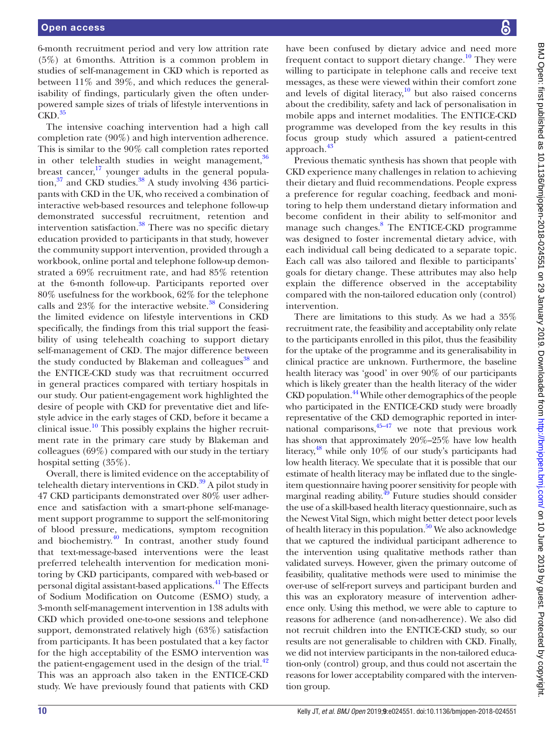6-month recruitment period and very low attrition rate (5%) at 6 months. Attrition is a common problem in studies of self-management in CKD which is reported as between 11% and 39%, and which reduces the generalisability of findings, particularly given the often underpowered sample sizes of trials of lifestyle interventions in CKD.[35]

The intensive coaching intervention had a high call completion rate (90%) and high intervention adherence. This is similar to the 90% call completion rates reported in other telehealth studies in weight management,[36] breast cancer,[17] younger adults in the general population,[37] and CKD studies.[38] A study involving 436 participants with CKD in the UK, who received a combination of interactive web-based resources and telephone follow-up demonstrated successful recruitment, retention and intervention satisfaction.[38] There was no specific dietary education provided to participants in that study, however the community support intervention, provided through a workbook, online portal and telephone follow-up demonstrated a 69% recruitment rate, and had 85% retention at the 6-month follow-up. Participants reported over 80% usefulness for the workbook, 62% for the telephone calls and 23% for the interactive website.[38] Considering the limited evidence on lifestyle interventions in CKD specifically, the findings from this trial support the feasibility of using telehealth coaching to support dietary self-management of CKD. The major difference between the study conducted by Blakeman and colleagues[38] and the ENTICE-CKD study was that recruitment occurred in general practices compared with tertiary hospitals in our study. Our patient-engagement work highlighted the desire of people with CKD for preventative diet and lifestyle advice in the early stages of CKD, before it became a clinical issue.[10] This possibly explains the higher recruitment rate in the primary care study by Blakeman and colleagues (69%) compared with our study in the tertiary hospital setting (35%).

Overall, there is limited evidence on the acceptability of telehealth dietary interventions in CKD.[39] A pilot study in 47 CKD participants demonstrated over 80% user adherence and satisfaction with a smart-phone self-management support programme to support the self-monitoring of blood pressure, medications, symptom recognition and biochemistry.[40] In contrast, another study found that text-message-based interventions were the least preferred telehealth intervention for medication monitoring by CKD participants, compared with web-based or personal digital assistant-based applications.[41] The Effects of Sodium Modification on Outcome (ESMO) study, a 3-month self-management intervention in 138 adults with CKD which provided one-to-one sessions and telephone support, demonstrated relatively high (63%) satisfaction from participants. It has been postulated that a key factor for the high acceptability of the ESMO intervention was the patient-engagement used in the design of the trial.[42] This was an approach also taken in the ENTICE-CKD study. We have previously found that patients with CKD have been confused by dietary advice and need more frequent contact to support dietary change.[10] They were willing to participate in telephone calls and receive text messages, as these were viewed within their comfort zone and levels of digital literacy,[10] but also raised concerns about the credibility, safety and lack of personalisation in mobile apps and internet modalities. The ENTICE-CKD programme was developed from the key results in this focus group study which assured a patient-centred approach.[43]

Previous thematic synthesis has shown that people with CKD experience many challenges in relation to achieving their dietary and fluid recommendations. People express a preference for regular coaching, feedback and monitoring to help them understand dietary information and become confident in their ability to self-monitor and manage such changes.[8] The ENTICE-CKD programme was designed to foster incremental dietary advice, with each individual call being dedicated to a separate topic. Each call was also tailored and flexible to participants' goals for dietary change. These attributes may also help explain the difference observed in the acceptability compared with the non-tailored education only (control) intervention.

There are limitations to this study. As we had a 35% recruitment rate, the feasibility and acceptability only relate to the participants enrolled in this pilot, thus the feasibility for the uptake of the programme and its generalisability in clinical practice are unknown. Furthermore, the baseline health literacy was 'good' in over 90% of our participants which is likely greater than the health literacy of the wider CKD population.[44] While other demographics of the people who participated in the ENTICE-CKD study were broadly representative of the CKD demographic reported in international comparisons,[45–47] we note that previous work has shown that approximately 20%–25% have low health literacy,[48] while only 10% of our study's participants had low health literacy. We speculate that it is possible that our estimate of health literacy may be inflated due to the single-item questionnaire having poorer sensitivity for people with marginal reading ability.[49] Future studies should consider the use of a skill-based health literacy questionnaire, such as the Newest Vital Sign, which might better detect poor levels of health literacy in this population.[50] We also acknowledge that we captured the individual participant adherence to the intervention using qualitative methods rather than validated surveys. However, given the primary outcome of feasibility, qualitative methods were used to minimise the over-use of self-report surveys and participant burden and this was an exploratory measure of intervention adherence only. Using this method, we were able to capture to reasons for adherence (and non-adherence). We also did not recruit children into the ENTICE-CKD study, so our results are not generalisable to children with CKD. Finally, we did not interview participants in the non-tailored education-only (control) group, and thus could not ascertain the reasons for lower acceptability compared with the intervention group.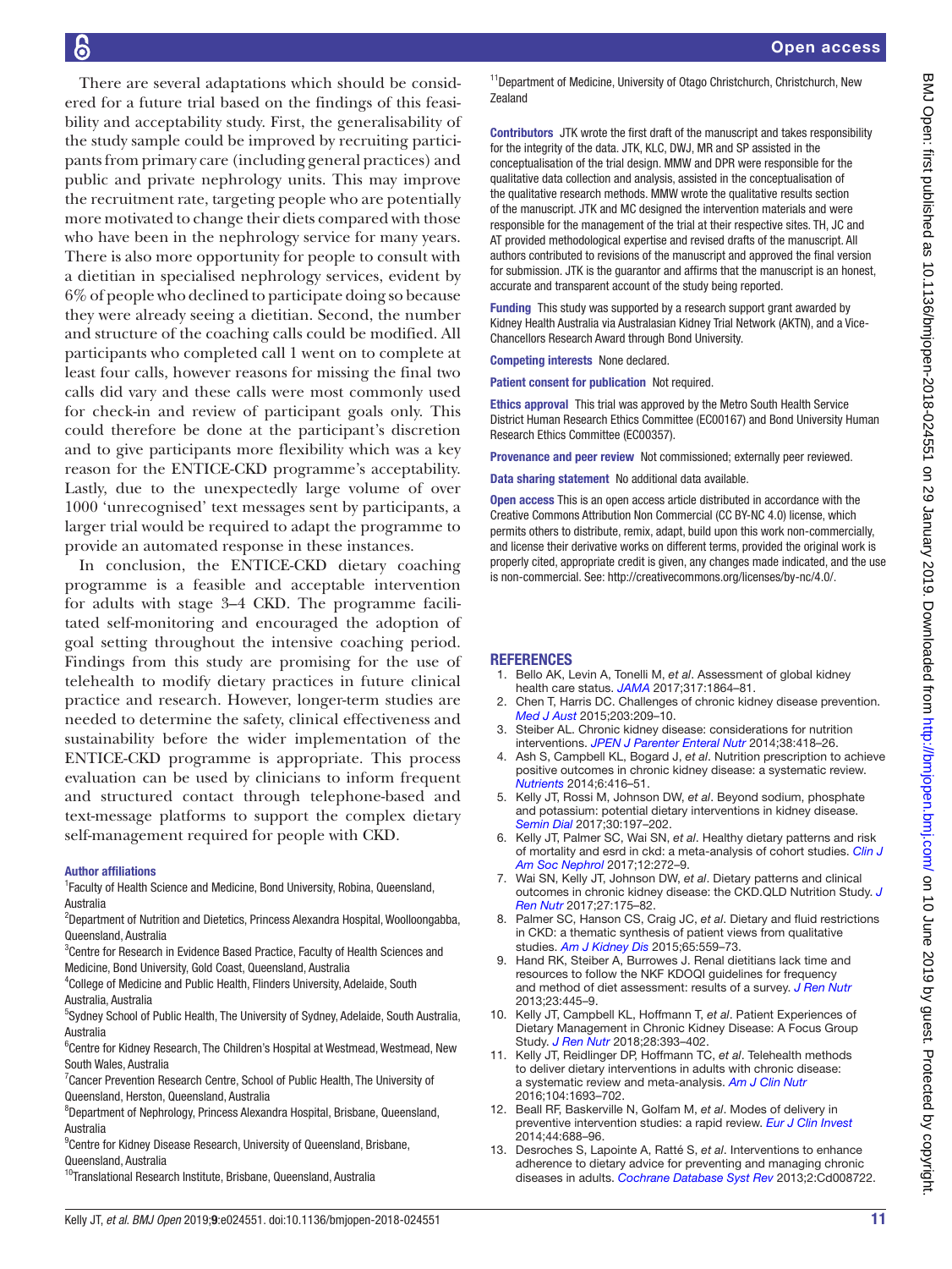There are several adaptations which should be considered for a future trial based on the findings of this feasibility and acceptability study. First, the generalisability of the study sample could be improved by recruiting participants from primary care (including general practices) and public and private nephrology units. This may improve the recruitment rate, targeting people who are potentially more motivated to change their diets compared with those who have been in the nephrology service for many years. There is also more opportunity for people to consult with a dietitian in specialised nephrology services, evident by 6% of people who declined to participate doing so because they were already seeing a dietitian. Second, the number and structure of the coaching calls could be modified. All participants who completed call 1 went on to complete at least four calls, however reasons for missing the final two calls did vary and these calls were most commonly used for check-in and review of participant goals only. This could therefore be done at the participant's discretion and to give participants more flexibility which was a key reason for the ENTICE-CKD programme's acceptability. Lastly, due to the unexpectedly large volume of over 1000 'unrecognised' text messages sent by participants, a larger trial would be required to adapt the programme to provide an automated response in these instances.

In conclusion, the ENTICE-CKD dietary coaching programme is a feasible and acceptable intervention for adults with stage 3–4 CKD. The programme facilitated self-monitoring and encouraged the adoption of goal setting throughout the intensive coaching period. Findings from this study are promising for the use of telehealth to modify dietary practices in future clinical practice and research. However, longer-term studies are needed to determine the safety, clinical effectiveness and sustainability before the wider implementation of the ENTICE-CKD programme is appropriate. This process evaluation can be used by clinicians to inform frequent and structured contact through telephone-based and text-message platforms to support the complex dietary self-management required for people with CKD.

**Author affiliations**

[1]Faculty of Health Science and Medicine, Bond University, Robina, Queensland, Australia
[2]Department of Nutrition and Dietetics, Princess Alexandra Hospital, Woolloongabba, Queensland, Australia
[3]Centre for Research in Evidence Based Practice, Faculty of Health Sciences and Medicine, Bond University, Gold Coast, Queensland, Australia
[4]College of Medicine and Public Health, Flinders University, Adelaide, South Australia, Australia
[5]Sydney School of Public Health, The University of Sydney, Adelaide, South Australia, Australia
[6]Centre for Kidney Research, The Children's Hospital at Westmead, Westmead, New South Wales, Australia
[7]Cancer Prevention Research Centre, School of Public Health, The University of Queensland, Herston, Queensland, Australia
[8]Department of Nephrology, Princess Alexandra Hospital, Brisbane, Queensland, Australia
[9]Centre for Kidney Disease Research, University of Queensland, Brisbane, Queensland, Australia
[10]Translational Research Institute, Brisbane, Queensland, Australia
[11]Department of Medicine, University of Otago Christchurch, Christchurch, New Zealand

**Contributors** JTK wrote the first draft of the manuscript and takes responsibility for the integrity of the data. JTK, KLC, DWJ, MR and SP assisted in the conceptualisation of the trial design. MMW and DPR were responsible for the qualitative data collection and analysis, assisted in the conceptualisation of the qualitative research methods. MMW wrote the qualitative results section of the manuscript. JTK and MC designed the intervention materials and were responsible for the management of the trial at their respective sites. TH, JC and AT provided methodological expertise and revised drafts of the manuscript. All authors contributed to revisions of the manuscript and approved the final version for submission. JTK is the guarantor and affirms that the manuscript is an honest, accurate and transparent account of the study being reported.

**Funding** This study was supported by a research support grant awarded by Kidney Health Australia via Australasian Kidney Trial Network (AKTN), and a Vice-Chancellors Research Award through Bond University.

**Competing interests** None declared.

**Patient consent for publication** Not required.

**Ethics approval** This trial was approved by the Metro South Health Service District Human Research Ethics Committee (EC00167) and Bond University Human Research Ethics Committee (EC00357).

**Provenance and peer review** Not commissioned; externally peer reviewed.

**Data sharing statement** No additional data available.

**Open access** This is an open access article distributed in accordance with the Creative Commons Attribution Non Commercial (CC BY-NC 4.0) license, which permits others to distribute, remix, adapt, build upon this work non-commercially, and license their derivative works on different terms, provided the original work is properly cited, appropriate credit is given, any changes made indicated, and the use is non-commercial. See: http://creativecommons.org/licenses/by-nc/4.0/.

## REFERENCES

1. Bello AK, Levin A, Tonelli M, *et al*. Assessment of global kidney health care status. *JAMA* 2017;317:1864–81.
2. Chen T, Harris DC. Challenges of chronic kidney disease prevention. *Med J Aust* 2015;203:209–10.
3. Steiber AL. Chronic kidney disease: considerations for nutrition interventions. *JPEN J Parenter Enteral Nutr* 2014;38:418–26.
4. Ash S, Campbell KL, Bogard J, *et al*. Nutrition prescription to achieve positive outcomes in chronic kidney disease: a systematic review. *Nutrients* 2014;6:416–51.
5. Kelly JT, Rossi M, Johnson DW, *et al*. Beyond sodium, phosphate and potassium: potential dietary interventions in kidney disease. *Semin Dial* 2017;30:197–202.
6. Kelly JT, Palmer SC, Wai SN, *et al*. Healthy dietary patterns and risk of mortality and esrd in ckd: a meta-analysis of cohort studies. *Clin J Am Soc Nephrol* 2017;12:272–9.
7. Wai SN, Kelly JT, Johnson DW, *et al*. Dietary patterns and clinical outcomes in chronic kidney disease: the CKD.QLD Nutrition Study. *J Ren Nutr* 2017;27:175–82.
8. Palmer SC, Hanson CS, Craig JC, *et al*. Dietary and fluid restrictions in CKD: a thematic synthesis of patient views from qualitative studies. *Am J Kidney Dis* 2015;65:559–73.
9. Hand RK, Steiber A, Burrowes J. Renal dietitians lack time and resources to follow the NKF KDOQI guidelines for frequency and method of diet assessment: results of a survey. *J Ren Nutr* 2013;23:445–9.
10. Kelly JT, Campbell KL, Hoffmann T, *et al*. Patient Experiences of Dietary Management in Chronic Kidney Disease: A Focus Group Study. *J Ren Nutr* 2018;28:393–402.
11. Kelly JT, Reidlinger DP, Hoffmann TC, *et al*. Telehealth methods to deliver dietary interventions in adults with chronic disease: a systematic review and meta-analysis. *Am J Clin Nutr* 2016;104:1693–702.
12. Beall RF, Baskerville N, Golfam M, *et al*. Modes of delivery in preventive intervention studies: a rapid review. *Eur J Clin Invest* 2014;44:688–96.
13. Desroches S, Lapointe A, Ratté S, *et al*. Interventions to enhance adherence to dietary advice for preventing and managing chronic diseases in adults. *Cochrane Database Syst Rev* 2013;2:Cd008722.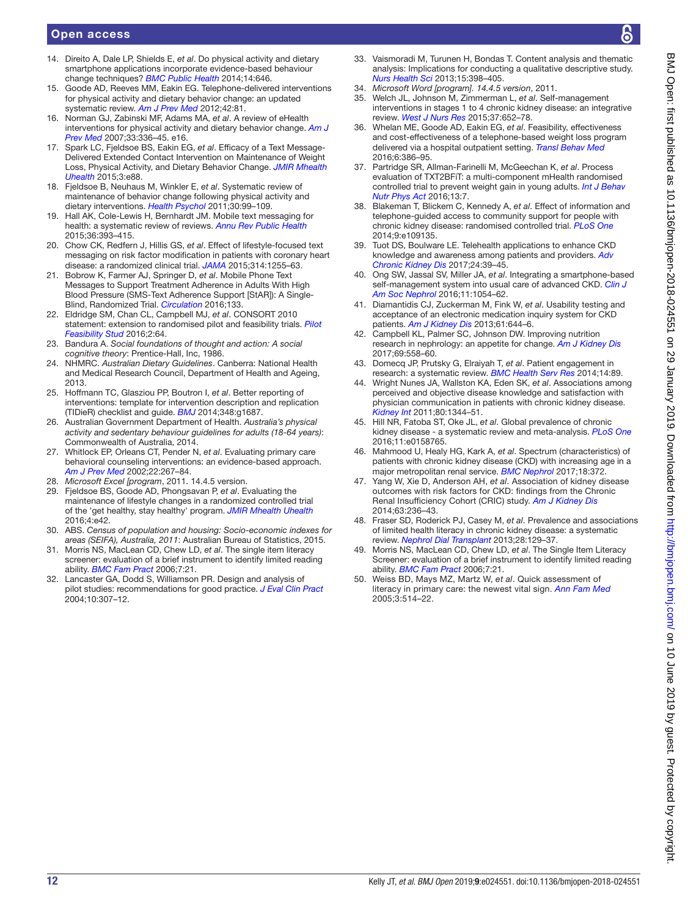14. Direito A, Dale LP, Shields E, *et al*. Do physical activity and dietary smartphone applications incorporate evidence-based behaviour change techniques? *BMC Public Health* 2014;14:646.
15. Goode AD, Reeves MM, Eakin EG. Telephone-delivered interventions for physical activity and dietary behavior change: an updated systematic review. *Am J Prev Med* 2012;42:81.
16. Norman GJ, Zabinski MF, Adams MA, *et al*. A review of eHealth interventions for physical activity and dietary behavior change. *Am J Prev Med* 2007;33:336–45. e16.
17. Spark LC, Fjeldsoe BS, Eakin EG, *et al*. Efficacy of a Text Message-Delivered Extended Contact Intervention on Maintenance of Weight Loss, Physical Activity, and Dietary Behavior Change. *JMIR Mhealth Uhealth* 2015;3:e88.
18. Fjeldsoe B, Neuhaus M, Winkler E, *et al*. Systematic review of maintenance of behavior change following physical activity and dietary interventions. *Health Psychol* 2011;30:99–109.
19. Hall AK, Cole-Lewis H, Bernhardt JM. Mobile text messaging for health: a systematic review of reviews. *Annu Rev Public Health* 2015;36:393–415.
20. Chow CK, Redfern J, Hillis GS, *et al*. Effect of lifestyle-focused text messaging on risk factor modification in patients with coronary heart disease: a randomized clinical trial. *JAMA* 2015;314:1255–63.
21. Bobrow K, Farmer AJ, Springer D, *et al*. Mobile Phone Text Messages to Support Treatment Adherence in Adults With High Blood Pressure (SMS-Text Adherence Support [StAR]): A Single-Blind, Randomized Trial. *Circulation* 2016;133.
22. Eldridge SM, Chan CL, Campbell MJ, *et al*. CONSORT 2010 statement: extension to randomised pilot and feasibility trials. *Pilot Feasibility Stud* 2016;2:64.
23. Bandura A. *Social foundations of thought and action: A social cognitive theory*: Prentice-Hall, Inc, 1986.
24. NHMRC. *Australian Dietary Guidelines*. Canberra: National Health and Medical Research Council, Department of Health and Ageing, 2013.
25. Hoffmann TC, Glasziou PP, Boutron I, *et al*. Better reporting of interventions: template for intervention description and replication (TIDieR) checklist and guide. *BMJ* 2014;348:g1687.
26. Australian Government Department of Health. *Australia's physical activity and sedentary behaviour guidelines for adults (18-64 years)*: Commonwealth of Australia, 2014.
27. Whitlock EP, Orleans CT, Pender N, *et al*. Evaluating primary care behavioral counseling interventions: an evidence-based approach. *Am J Prev Med* 2002;22:267–84.
28. *Microsoft Excel [program*, 2011. 14.4.5 version.
29. Fjeldsoe BS, Goode AD, Phongsavan P, *et al*. Evaluating the maintenance of lifestyle changes in a randomized controlled trial of the 'get healthy, stay healthy' program. *JMIR Mhealth Uhealth* 2016;4:e42.
30. ABS. *Census of population and housing: Socio-economic indexes for areas (SEIFA), Australia, 2011*: Australian Bureau of Statistics, 2015.
31. Morris NS, MacLean CD, Chew LD, *et al*. The single item literacy screener: evaluation of a brief instrument to identify limited reading ability. *BMC Fam Pract* 2006;7:21.
32. Lancaster GA, Dodd S, Williamson PR. Design and analysis of pilot studies: recommendations for good practice. *J Eval Clin Pract* 2004;10:307–12.
33. Vaismoradi M, Turunen H, Bondas T. Content analysis and thematic analysis: Implications for conducting a qualitative descriptive study. *Nurs Health Sci* 2013;15:398–405.
34. *Microsoft Word [program]. 14.4.5 version*, 2011.
35. Welch JL, Johnson M, Zimmerman L, *et al*. Self-management interventions in stages 1 to 4 chronic kidney disease: an integrative review. *West J Nurs Res* 2015;37:652–78.
36. Whelan ME, Goode AD, Eakin EG, *et al*. Feasibility, effectiveness and cost-effectiveness of a telephone-based weight loss program delivered via a hospital outpatient setting. *Transl Behav Med* 2016;6:386–95.
37. Partridge SR, Allman-Farinelli M, McGeechan K, *et al*. Process evaluation of TXT2BFiT: a multi-component mHealth randomised controlled trial to prevent weight gain in young adults. *Int J Behav Nutr Phys Act* 2016;13:7.
38. Blakeman T, Blickem C, Kennedy A, *et al*. Effect of information and telephone-guided access to community support for people with chronic kidney disease: randomised controlled trial. *PLoS One* 2014;9:e109135.
39. Tuot DS, Boulware LE. Telehealth applications to enhance CKD knowledge and awareness among patients and providers. *Adv Chronic Kidney Dis* 2017;24:39–45.
40. Ong SW, Jassal SV, Miller JA, *et al*. Integrating a smartphone-based self-management system into usual care of advanced CKD. *Clin J Am Soc Nephrol* 2016;11:1054–62.
41. Diamantidis CJ, Zuckerman M, Fink W, *et al*. Usability testing and acceptance of an electronic medication inquiry system for CKD patients. *Am J Kidney Dis* 2013;61:644–6.
42. Campbell KL, Palmer SC, Johnson DW. Improving nutrition research in nephrology: an appetite for change. *Am J Kidney Dis* 2017;69:558–60.
43. Domecq JP, Prutsky G, Elraiyah T, *et al*. Patient engagement in research: a systematic review. *BMC Health Serv Res* 2014;14:89.
44. Wright Nunes JA, Wallston KA, Eden SK, *et al*. Associations among perceived and objective disease knowledge and satisfaction with physician communication in patients with chronic kidney disease. *Kidney Int* 2011;80:1344–51.
45. Hill NR, Fatoba ST, Oke JL, *et al*. Global prevalence of chronic kidney disease - a systematic review and meta-analysis. *PLoS One* 2016;11:e0158765.
46. Mahmoud U, Healy HG, Kark A, *et al*. Spectrum (characteristics) of patients with chronic kidney disease (CKD) with increasing age in a major metropolitan renal service. *BMC Nephrol* 2017;18:372.
47. Yang W, Xie D, Anderson AH, *et al*. Association of kidney disease outcomes with risk factors for CKD: findings from the Chronic Renal Insufficiency Cohort (CRIC) study. *Am J Kidney Dis* 2014;63:236–43.
48. Fraser SD, Roderick PJ, Casey M, *et al*. Prevalence and associations of limited health literacy in chronic kidney disease: a systematic review. *Nephrol Dial Transplant* 2013;28:129–37.
49. Morris NS, MacLean CD, Chew LD, *et al*. The Single Item Literacy Screener: evaluation of a brief instrument to identify limited reading ability. *BMC Fam Pract* 2006;7:21.
50. Weiss BD, Mays MZ, Martz W, *et al*. Quick assessment of literacy in primary care: the newest vital sign. *Ann Fam Med* 2005;3:514–22.